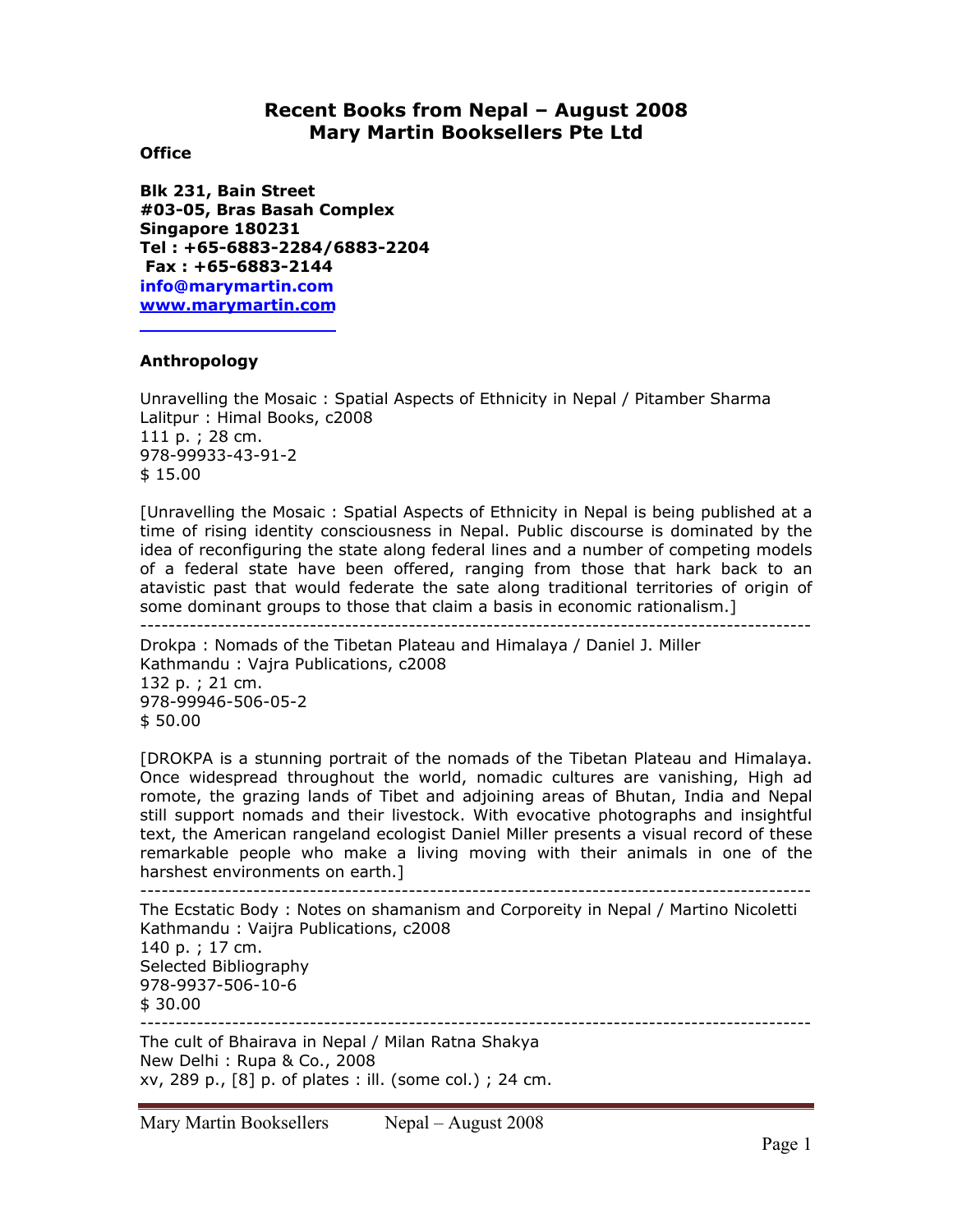# Recent Books from Nepal – August 2008
# Mary Martin Booksellers Pte Ltd

**Office**

**Blk 231, Bain Street**
**#03-05, Bras Basah Complex**
**Singapore 180231**
**Tel : +65-6883-2284/6883-2204**
**Fax : +65-6883-2144**
info@marymartin.com
www.marymartin.com

### Anthropology

Unravelling the Mosaic : Spatial Aspects of Ethnicity in Nepal / Pitamber Sharma
Lalitpur : Himal Books, c2008
111 p. ; 28 cm.
978-99933-43-91-2
$ 15.00

[Unravelling the Mosaic : Spatial Aspects of Ethnicity in Nepal is being published at a time of rising identity consciousness in Nepal. Public discourse is dominated by the idea of reconfiguring the state along federal lines and a number of competing models of a federal state have been offered, ranging from those that hark back to an atavistic past that would federate the sate along traditional territories of origin of some dominant groups to those that claim a basis in economic rationalism.]

---

Drokpa : Nomads of the Tibetan Plateau and Himalaya / Daniel J. Miller
Kathmandu : Vajra Publications, c2008
132 p. ; 21 cm.
978-99946-506-05-2
$ 50.00

[DROKPA is a stunning portrait of the nomads of the Tibetan Plateau and Himalaya. Once widespread throughout the world, nomadic cultures are vanishing, High ad romote, the grazing lands of Tibet and adjoining areas of Bhutan, India and Nepal still support nomads and their livestock. With evocative photographs and insightful text, the American rangeland ecologist Daniel Miller presents a visual record of these remarkable people who make a living moving with their animals in one of the harshest environments on earth.]

---

The Ecstatic Body : Notes on shamanism and Corporeity in Nepal / Martino Nicoletti
Kathmandu : Vaijra Publications, c2008
140 p. ; 17 cm.
Selected Bibliography
978-9937-506-10-6
$ 30.00

---

The cult of Bhairava in Nepal / Milan Ratna Shakya
New Delhi : Rupa & Co., 2008
xv, 289 p., [8] p. of plates : ill. (some col.) ; 24 cm.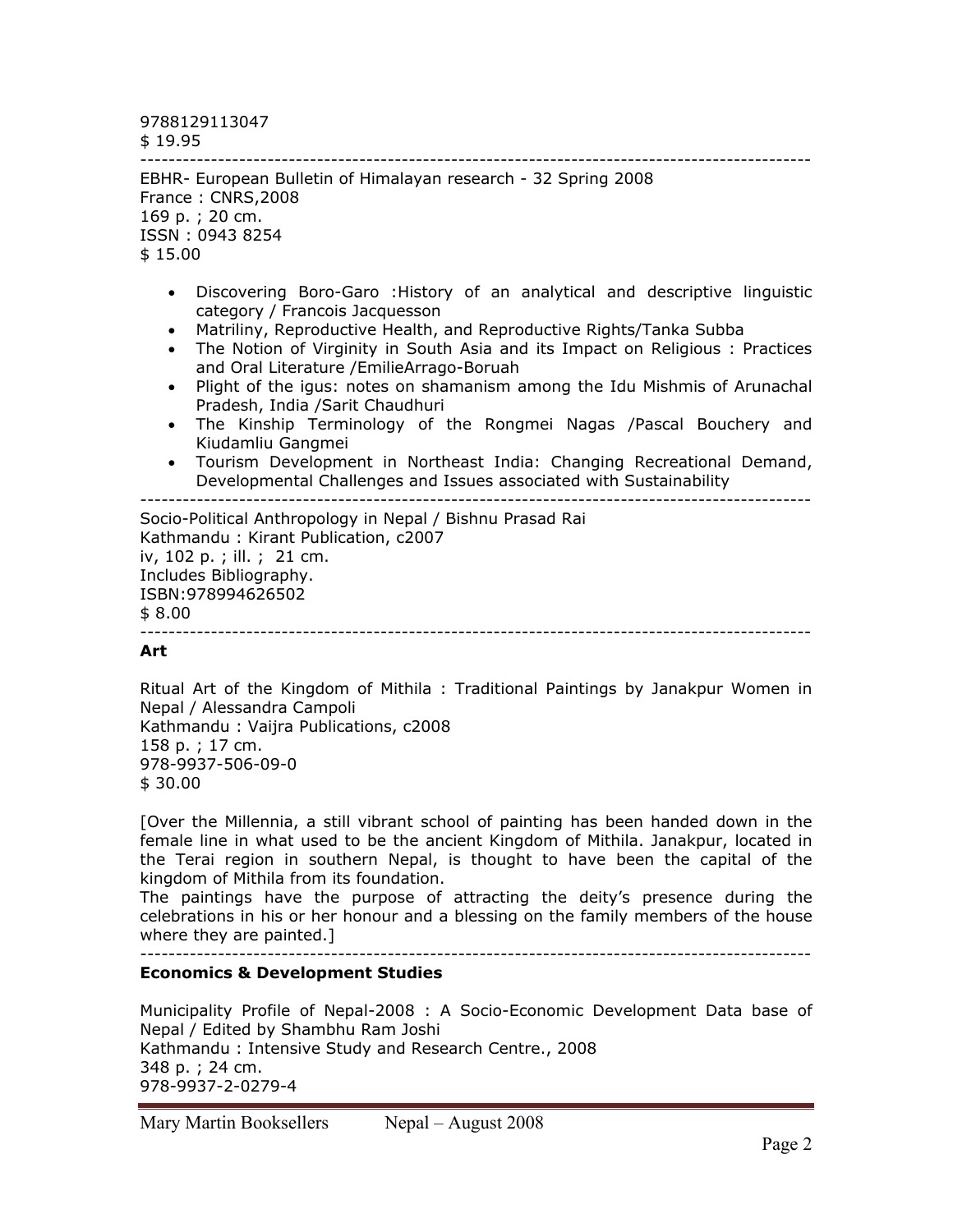9788129113047
$ 19.95

---

EBHR- European Bulletin of Himalayan research - 32 Spring 2008
France : CNRS,2008
169 p. ; 20 cm.
ISSN : 0943 8254
$ 15.00

- Discovering Boro-Garo :History of an analytical and descriptive linguistic category / Francois Jacquesson
- Matriliny, Reproductive Health, and Reproductive Rights/Tanka Subba
- The Notion of Virginity in South Asia and its Impact on Religious : Practices and Oral Literature /EmilieArrago-Boruah
- Plight of the igus: notes on shamanism among the Idu Mishmis of Arunachal Pradesh, India /Sarit Chaudhuri
- The Kinship Terminology of the Rongmei Nagas /Pascal Bouchery and Kiudamliu Gangmei
- Tourism Development in Northeast India: Changing Recreational Demand, Developmental Challenges and Issues associated with Sustainability

---

Socio-Political Anthropology in Nepal / Bishnu Prasad Rai
Kathmandu : Kirant Publication, c2007
iv, 102 p. ; ill. ; 21 cm.
Includes Bibliography.
ISBN:978994626502
$ 8.00

---

**Art**

Ritual Art of the Kingdom of Mithila : Traditional Paintings by Janakpur Women in Nepal / Alessandra Campoli
Kathmandu : Vaijra Publications, c2008
158 p. ; 17 cm.
978-9937-506-09-0
$ 30.00

[Over the Millennia, a still vibrant school of painting has been handed down in the female line in what used to be the ancient Kingdom of Mithila. Janakpur, located in the Terai region in southern Nepal, is thought to have been the capital of the kingdom of Mithila from its foundation.
The paintings have the purpose of attracting the deity's presence during the celebrations in his or her honour and a blessing on the family members of the house where they are painted.]

---

**Economics & Development Studies**

Municipality Profile of Nepal-2008 : A Socio-Economic Development Data base of Nepal / Edited by Shambhu Ram Joshi
Kathmandu : Intensive Study and Research Centre., 2008
348 p. ; 24 cm.
978-9937-2-0279-4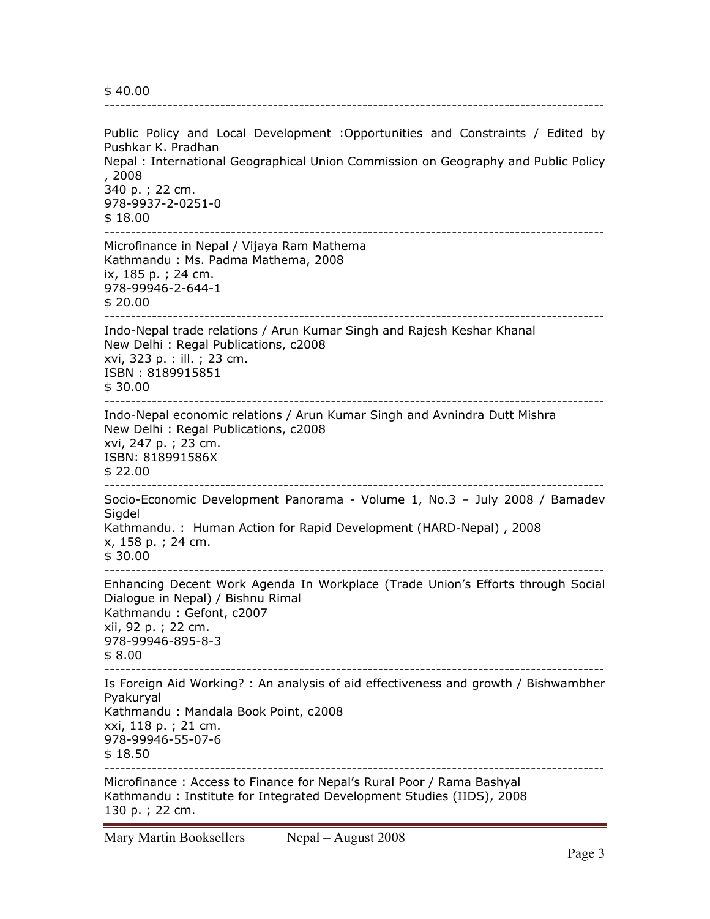$ 40.00

---

Public Policy and Local Development :Opportunities and Constraints / Edited by Pushkar K. Pradhan
Nepal : International Geographical Union Commission on Geography and Public Policy , 2008
340 p. ; 22 cm.
978-9937-2-0251-0
$ 18.00

---

Microfinance in Nepal / Vijaya Ram Mathema
Kathmandu : Ms. Padma Mathema, 2008
ix, 185 p. ; 24 cm.
978-99946-2-644-1
$ 20.00

---

Indo-Nepal trade relations / Arun Kumar Singh and Rajesh Keshar Khanal
New Delhi : Regal Publications, c2008
xvi, 323 p. : ill. ; 23 cm.
ISBN : 8189915851
$ 30.00

---

Indo-Nepal economic relations / Arun Kumar Singh and Avnindra Dutt Mishra
New Delhi : Regal Publications, c2008
xvi, 247 p. ; 23 cm.
ISBN: 818991586X
$ 22.00

---

Socio-Economic Development Panorama - Volume 1, No.3 – July 2008 / Bamadev Sigdel
Kathmandu. : Human Action for Rapid Development (HARD-Nepal) , 2008
x, 158 p. ; 24 cm.
$ 30.00

---

Enhancing Decent Work Agenda In Workplace (Trade Union's Efforts through Social Dialogue in Nepal) / Bishnu Rimal
Kathmandu : Gefont, c2007
xii, 92 p. ; 22 cm.
978-99946-895-8-3
$ 8.00

---

Is Foreign Aid Working? : An analysis of aid effectiveness and growth / Bishwambher Pyakuryal
Kathmandu : Mandala Book Point, c2008
xxi, 118 p. ; 21 cm.
978-99946-55-07-6
$ 18.50

---

Microfinance : Access to Finance for Nepal's Rural Poor / Rama Bashyal
Kathmandu : Institute for Integrated Development Studies (IIDS), 2008
130 p. ; 22 cm.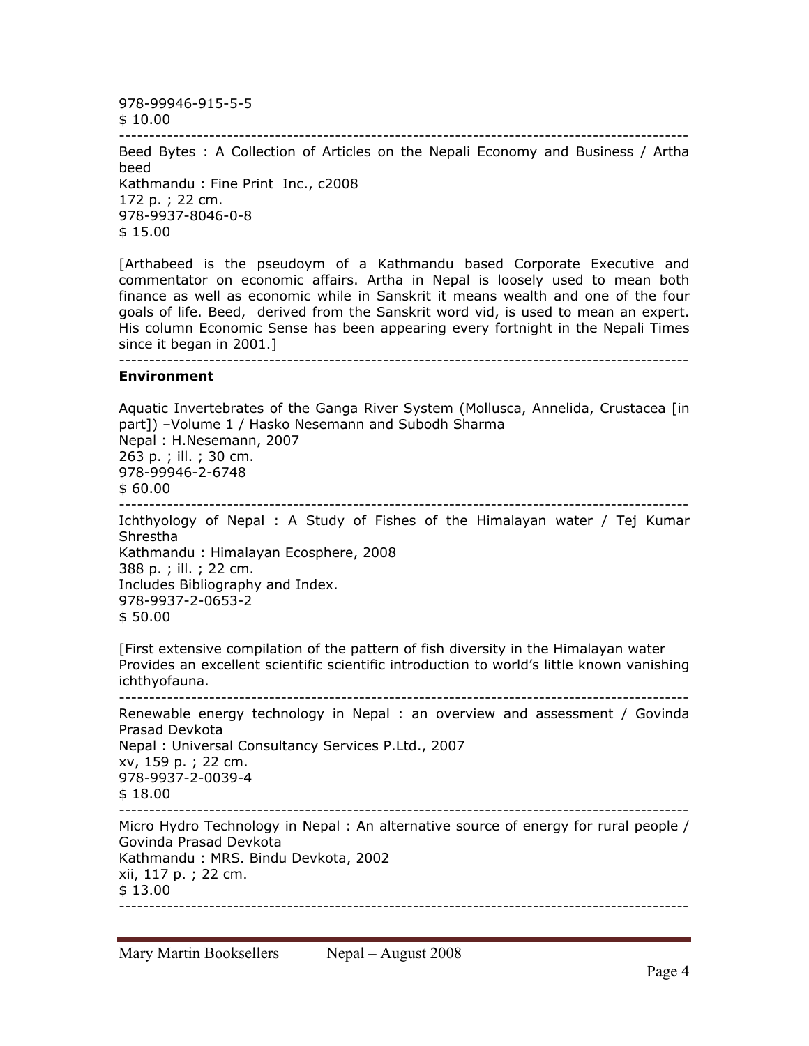978-99946-915-5-5
$ 10.00

---

Beed Bytes : A Collection of Articles on the Nepali Economy and Business / Artha beed
Kathmandu : Fine Print Inc., c2008
172 p. ; 22 cm.
978-9937-8046-0-8
$ 15.00

[Arthabeed is the pseudoym of a Kathmandu based Corporate Executive and commentator on economic affairs. Artha in Nepal is loosely used to mean both finance as well as economic while in Sanskrit it means wealth and one of the four goals of life. Beed, derived from the Sanskrit word vid, is used to mean an expert. His column Economic Sense has been appearing every fortnight in the Nepali Times since it began in 2001.]

---

**Environment**

Aquatic Invertebrates of the Ganga River System (Mollusca, Annelida, Crustacea [in part]) –Volume 1 / Hasko Nesemann and Subodh Sharma
Nepal : H.Nesemann, 2007
263 p. ; ill. ; 30 cm.
978-99946-2-6748
$ 60.00

---

Ichthyology of Nepal : A Study of Fishes of the Himalayan water / Tej Kumar Shrestha
Kathmandu : Himalayan Ecosphere, 2008
388 p. ; ill. ; 22 cm.
Includes Bibliography and Index.
978-9937-2-0653-2
$ 50.00

[First extensive compilation of the pattern of fish diversity in the Himalayan water Provides an excellent scientific scientific introduction to world's little known vanishing ichthyofauna.

---

Renewable energy technology in Nepal : an overview and assessment / Govinda Prasad Devkota
Nepal : Universal Consultancy Services P.Ltd., 2007
xv, 159 p. ; 22 cm.
978-9937-2-0039-4
$ 18.00

---

Micro Hydro Technology in Nepal : An alternative source of energy for rural people / Govinda Prasad Devkota
Kathmandu : MRS. Bindu Devkota, 2002
xii, 117 p. ; 22 cm.
$ 13.00

---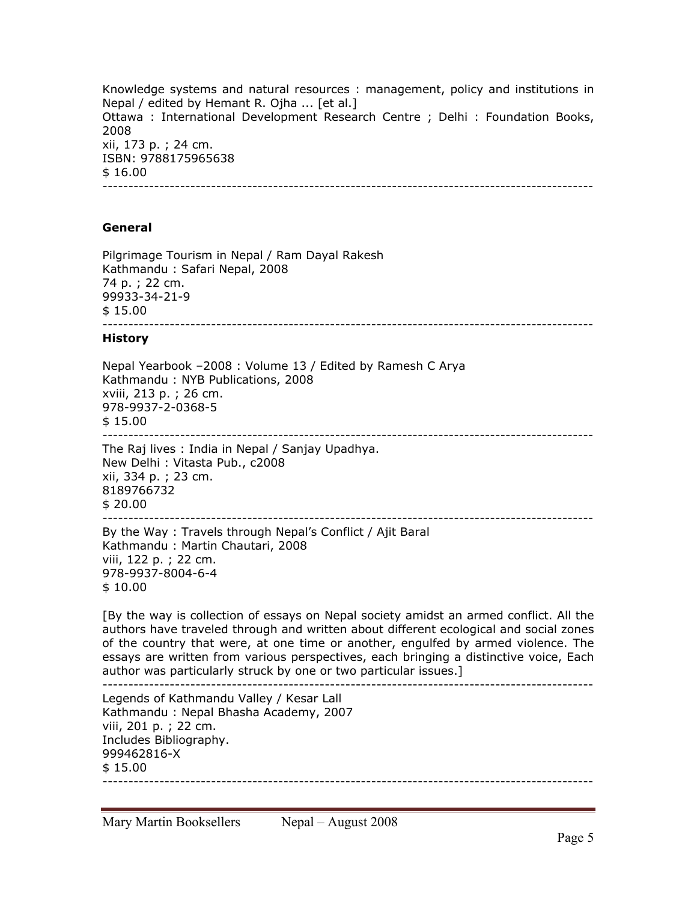Knowledge systems and natural resources : management, policy and institutions in Nepal / edited by Hemant R. Ojha ... [et al.]
Ottawa : International Development Research Centre ; Delhi : Foundation Books, 2008
xii, 173 p. ; 24 cm.
ISBN: 9788175965638
$ 16.00

---

### General

Pilgrimage Tourism in Nepal / Ram Dayal Rakesh
Kathmandu : Safari Nepal, 2008
74 p. ; 22 cm.
99933-34-21-9
$ 15.00

---

### History

Nepal Yearbook –2008 : Volume 13 / Edited by Ramesh C Arya
Kathmandu : NYB Publications, 2008
xviii, 213 p. ; 26 cm.
978-9937-2-0368-5
$ 15.00

---

The Raj lives : India in Nepal / Sanjay Upadhya.
New Delhi : Vitasta Pub., c2008
xii, 334 p. ; 23 cm.
8189766732
$ 20.00

---

By the Way : Travels through Nepal's Conflict / Ajit Baral
Kathmandu : Martin Chautari, 2008
viii, 122 p. ; 22 cm.
978-9937-8004-6-4
$ 10.00

[By the way is collection of essays on Nepal society amidst an armed conflict. All the authors have traveled through and written about different ecological and social zones of the country that were, at one time or another, engulfed by armed violence. The essays are written from various perspectives, each bringing a distinctive voice, Each author was particularly struck by one or two particular issues.]

---

Legends of Kathmandu Valley / Kesar Lall
Kathmandu : Nepal Bhasha Academy, 2007
viii, 201 p. ; 22 cm.
Includes Bibliography.
999462816-X
$ 15.00

---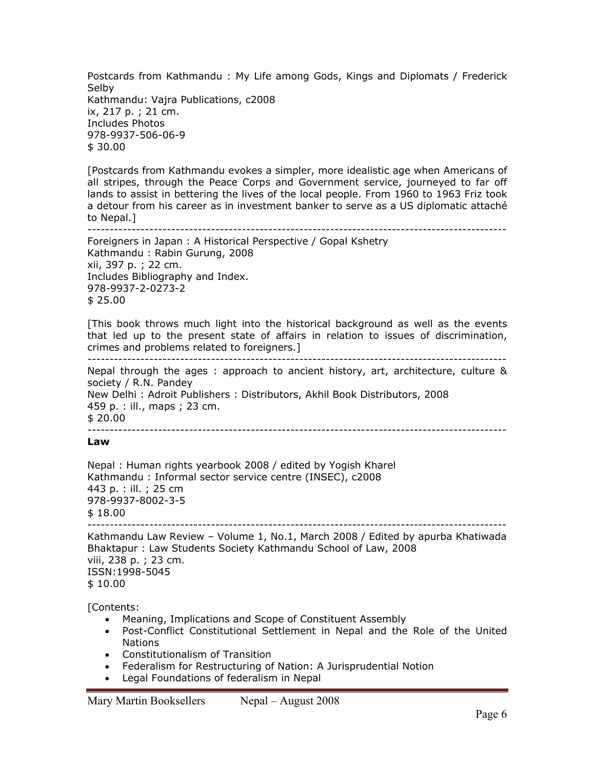Postcards from Kathmandu : My Life among Gods, Kings and Diplomats / Frederick Selby
Kathmandu: Vajra Publications, c2008
ix, 217 p. ; 21 cm.
Includes Photos
978-9937-506-06-9
$ 30.00

[Postcards from Kathmandu evokes a simpler, more idealistic age when Americans of all stripes, through the Peace Corps and Government service, journeyed to far off lands to assist in bettering the lives of the local people. From 1960 to 1963 Friz took a detour from his career as in investment banker to serve as a US diplomatic attaché to Nepal.]

---

Foreigners in Japan : A Historical Perspective / Gopal Kshetry
Kathmandu : Rabin Gurung, 2008
xii, 397 p. ; 22 cm.
Includes Bibliography and Index.
978-9937-2-0273-2
$ 25.00

[This book throws much light into the historical background as well as the events that led up to the present state of affairs in relation to issues of discrimination, crimes and problems related to foreigners.]

---

Nepal through the ages : approach to ancient history, art, architecture, culture & society / R.N. Pandey
New Delhi : Adroit Publishers : Distributors, Akhil Book Distributors, 2008
459 p. : ill., maps ; 23 cm.
$ 20.00

---

**Law**

Nepal : Human rights yearbook 2008 / edited by Yogish Kharel
Kathmandu : Informal sector service centre (INSEC), c2008
443 p. : ill. ; 25 cm
978-9937-8002-3-5
$ 18.00

---

Kathmandu Law Review – Volume 1, No.1, March 2008 / Edited by apurba Khatiwada
Bhaktapur : Law Students Society Kathmandu School of Law, 2008
viii, 238 p. ; 23 cm.
ISSN:1998-5045
$ 10.00

[Contents:

- Meaning, Implications and Scope of Constituent Assembly
- Post-Conflict Constitutional Settlement in Nepal and the Role of the United Nations
- Constitutionalism of Transition
- Federalism for Restructuring of Nation: A Jurisprudential Notion
- Legal Foundations of federalism in Nepal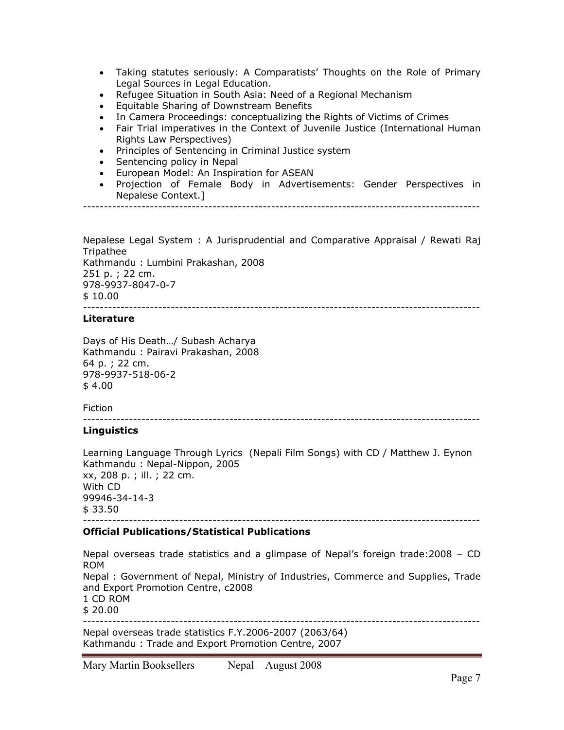- Taking statutes seriously: A Comparatists' Thoughts on the Role of Primary Legal Sources in Legal Education.
- Refugee Situation in South Asia: Need of a Regional Mechanism
- Equitable Sharing of Downstream Benefits
- In Camera Proceedings: conceptualizing the Rights of Victims of Crimes
- Fair Trial imperatives in the Context of Juvenile Justice (International Human Rights Law Perspectives)
- Principles of Sentencing in Criminal Justice system
- Sentencing policy in Nepal
- European Model: An Inspiration for ASEAN
- Projection of Female Body in Advertisements: Gender Perspectives in Nepalese Context.]

---

Nepalese Legal System : A Jurisprudential and Comparative Appraisal / Rewati Raj Tripathee
Kathmandu : Lumbini Prakashan, 2008
251 p. ; 22 cm.
978-9937-8047-0-7
$ 10.00

---

**Literature**

Days of His Death…/ Subash Acharya
Kathmandu : Pairavi Prakashan, 2008
64 p. ; 22 cm.
978-9937-518-06-2
$ 4.00

Fiction

---

**Linguistics**

Learning Language Through Lyrics (Nepali Film Songs) with CD / Matthew J. Eynon
Kathmandu : Nepal-Nippon, 2005
xx, 208 p. ; ill. ; 22 cm.
With CD
99946-34-14-3
$ 33.50

---

**Official Publications/Statistical Publications**

Nepal overseas trade statistics and a glimpase of Nepal's foreign trade:2008 – CD ROM
Nepal : Government of Nepal, Ministry of Industries, Commerce and Supplies, Trade and Export Promotion Centre, c2008
1 CD ROM
$ 20.00

---

Nepal overseas trade statistics F.Y.2006-2007 (2063/64)
Kathmandu : Trade and Export Promotion Centre, 2007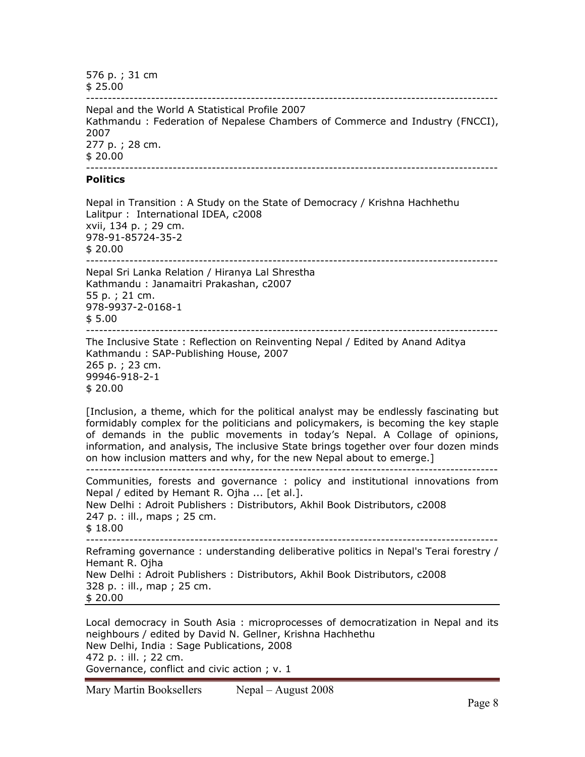576 p. ; 31 cm
$ 25.00

---

Nepal and the World A Statistical Profile 2007
Kathmandu : Federation of Nepalese Chambers of Commerce and Industry (FNCCI), 2007
277 p. ; 28 cm.
$ 20.00

---

**Politics**

Nepal in Transition : A Study on the State of Democracy / Krishna Hachhethu
Lalitpur : International IDEA, c2008
xvii, 134 p. ; 29 cm.
978-91-85724-35-2
$ 20.00

---

Nepal Sri Lanka Relation / Hiranya Lal Shrestha
Kathmandu : Janamaitri Prakashan, c2007
55 p. ; 21 cm.
978-9937-2-0168-1
$ 5.00

---

The Inclusive State : Reflection on Reinventing Nepal / Edited by Anand Aditya
Kathmandu : SAP-Publishing House, 2007
265 p. ; 23 cm.
99946-918-2-1
$ 20.00

[Inclusion, a theme, which for the political analyst may be endlessly fascinating but formidably complex for the politicians and policymakers, is becoming the key staple of demands in the public movements in today's Nepal. A Collage of opinions, information, and analysis, The inclusive State brings together over four dozen minds on how inclusion matters and why, for the new Nepal about to emerge.]

---

Communities, forests and governance : policy and institutional innovations from Nepal / edited by Hemant R. Ojha ... [et al.].
New Delhi : Adroit Publishers : Distributors, Akhil Book Distributors, c2008
247 p. : ill., maps ; 25 cm.
$ 18.00

---

Reframing governance : understanding deliberative politics in Nepal's Terai forestry / Hemant R. Ojha
New Delhi : Adroit Publishers : Distributors, Akhil Book Distributors, c2008
328 p. : ill., map ; 25 cm.
$ 20.00

---

Local democracy in South Asia : microprocesses of democratization in Nepal and its neighbours / edited by David N. Gellner, Krishna Hachhethu
New Delhi, India : Sage Publications, 2008
472 p. : ill. ; 22 cm.
Governance, conflict and civic action ; v. 1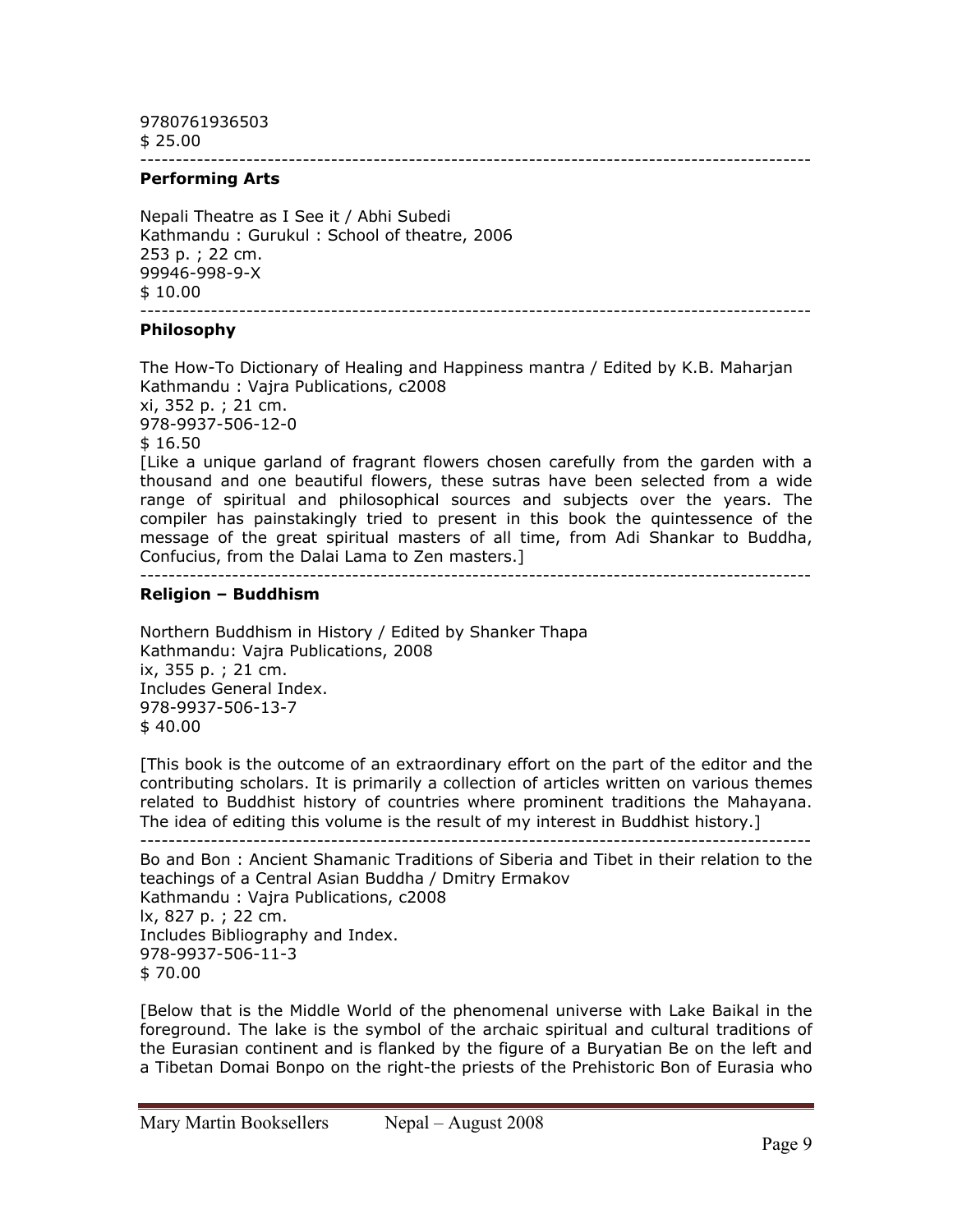9780761936503
$ 25.00

---

### Performing Arts

Nepali Theatre as I See it / Abhi Subedi
Kathmandu : Gurukul : School of theatre, 2006
253 p. ; 22 cm.
99946-998-9-X
$ 10.00

---

### Philosophy

The How-To Dictionary of Healing and Happiness mantra / Edited by K.B. Maharjan
Kathmandu : Vajra Publications, c2008
xi, 352 p. ; 21 cm.
978-9937-506-12-0
$ 16.50
[Like a unique garland of fragrant flowers chosen carefully from the garden with a thousand and one beautiful flowers, these sutras have been selected from a wide range of spiritual and philosophical sources and subjects over the years. The compiler has painstakingly tried to present in this book the quintessence of the message of the great spiritual masters of all time, from Adi Shankar to Buddha, Confucius, from the Dalai Lama to Zen masters.]

---

### Religion – Buddhism

Northern Buddhism in History / Edited by Shanker Thapa
Kathmandu: Vajra Publications, 2008
ix, 355 p. ; 21 cm.
Includes General Index.
978-9937-506-13-7
$ 40.00

[This book is the outcome of an extraordinary effort on the part of the editor and the contributing scholars. It is primarily a collection of articles written on various themes related to Buddhist history of countries where prominent traditions the Mahayana. The idea of editing this volume is the result of my interest in Buddhist history.]

---

Bo and Bon : Ancient Shamanic Traditions of Siberia and Tibet in their relation to the teachings of a Central Asian Buddha / Dmitry Ermakov
Kathmandu : Vajra Publications, c2008
lx, 827 p. ; 22 cm.
Includes Bibliography and Index.
978-9937-506-11-3
$ 70.00

[Below that is the Middle World of the phenomenal universe with Lake Baikal in the foreground. The lake is the symbol of the archaic spiritual and cultural traditions of the Eurasian continent and is flanked by the figure of a Buryatian Be on the left and a Tibetan Domai Bonpo on the right-the priests of the Prehistoric Bon of Eurasia who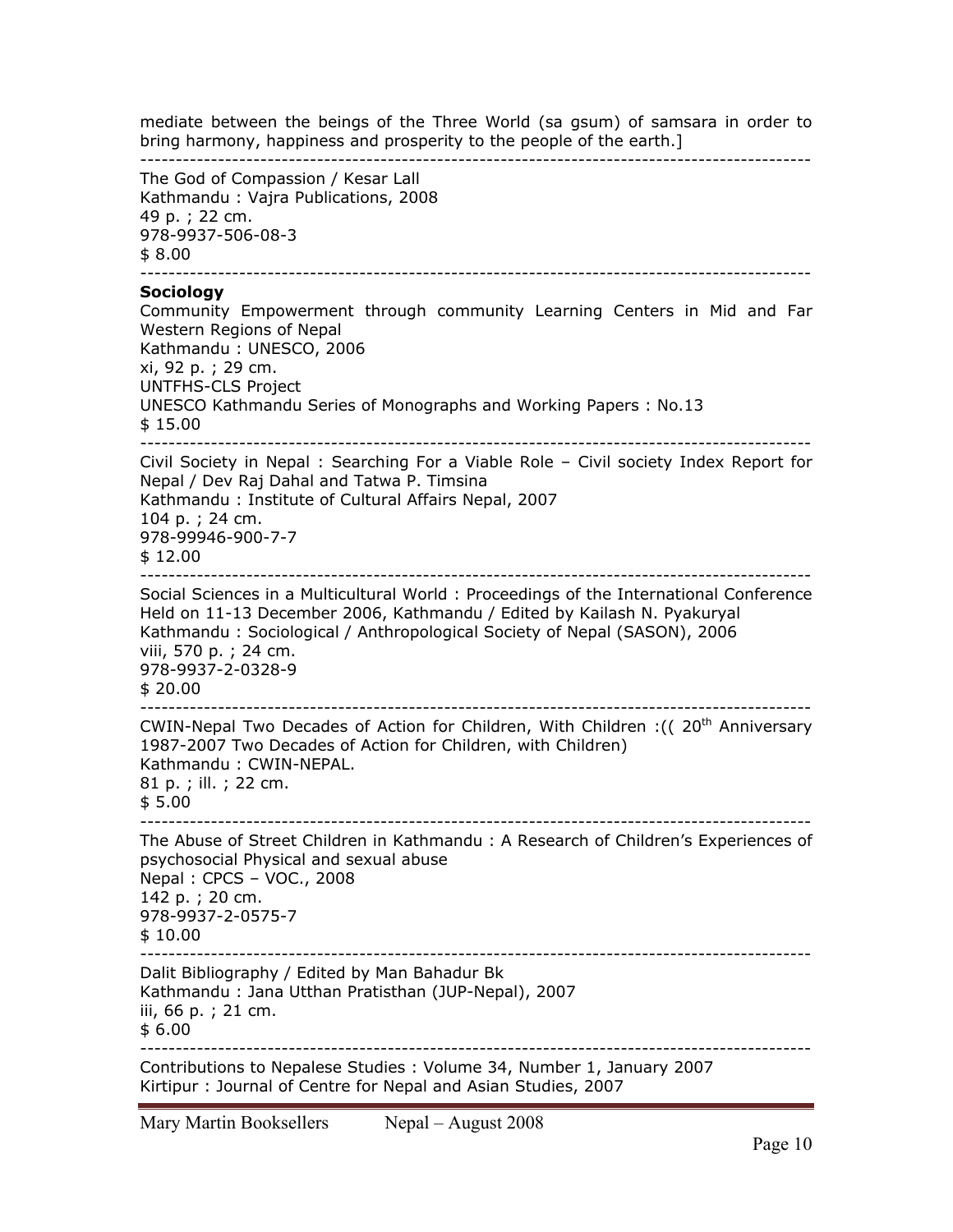mediate between the beings of the Three World (sa gsum) of samsara in order to bring harmony, happiness and prosperity to the people of the earth.]

---

The God of Compassion / Kesar Lall
Kathmandu : Vajra Publications, 2008
49 p. ; 22 cm.
978-9937-506-08-3
$ 8.00

---

**Sociology**

Community Empowerment through community Learning Centers in Mid and Far Western Regions of Nepal
Kathmandu : UNESCO, 2006
xi, 92 p. ; 29 cm.
UNTFHS-CLS Project
UNESCO Kathmandu Series of Monographs and Working Papers : No.13
$ 15.00

---

Civil Society in Nepal : Searching For a Viable Role – Civil society Index Report for Nepal / Dev Raj Dahal and Tatwa P. Timsina
Kathmandu : Institute of Cultural Affairs Nepal, 2007
104 p. ; 24 cm.
978-99946-900-7-7
$ 12.00

---

Social Sciences in a Multicultural World : Proceedings of the International Conference Held on 11-13 December 2006, Kathmandu / Edited by Kailash N. Pyakuryal
Kathmandu : Sociological / Anthropological Society of Nepal (SASON), 2006
viii, 570 p. ; 24 cm.
978-9937-2-0328-9
$ 20.00

---

CWIN-Nepal Two Decades of Action for Children, With Children :(( 20th Anniversary 1987-2007 Two Decades of Action for Children, with Children)
Kathmandu : CWIN-NEPAL.
81 p. ; ill. ; 22 cm.
$ 5.00

---

The Abuse of Street Children in Kathmandu : A Research of Children's Experiences of psychosocial Physical and sexual abuse
Nepal : CPCS – VOC., 2008
142 p. ; 20 cm.
978-9937-2-0575-7
$ 10.00

---

Dalit Bibliography / Edited by Man Bahadur Bk
Kathmandu : Jana Utthan Pratisthan (JUP-Nepal), 2007
iii, 66 p. ; 21 cm.
$ 6.00

---

Contributions to Nepalese Studies : Volume 34, Number 1, January 2007
Kirtipur : Journal of Centre for Nepal and Asian Studies, 2007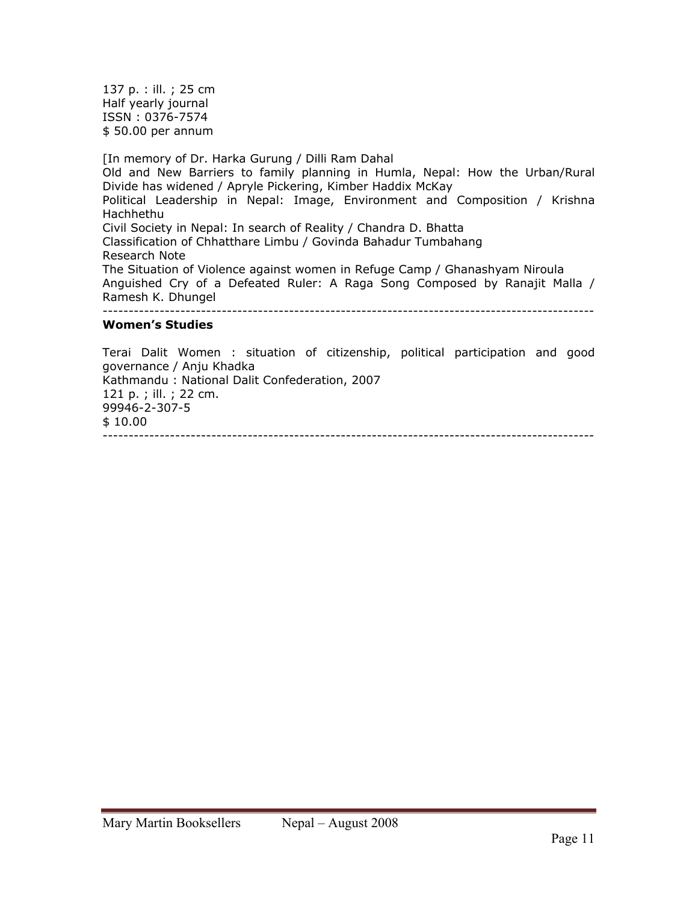137 p. : ill. ; 25 cm
Half yearly journal
ISSN : 0376-7574
$ 50.00 per annum

[In memory of Dr. Harka Gurung / Dilli Ram Dahal
Old and New Barriers to family planning in Humla, Nepal: How the Urban/Rural Divide has widened / Apryle Pickering, Kimber Haddix McKay
Political Leadership in Nepal: Image, Environment and Composition / Krishna Hachhethu
Civil Society in Nepal: In search of Reality / Chandra D. Bhatta
Classification of Chhatthare Limbu / Govinda Bahadur Tumbahang
Research Note
The Situation of Violence against women in Refuge Camp / Ghanashyam Niroula
Anguished Cry of a Defeated Ruler: A Raga Song Composed by Ranajit Malla / Ramesh K. Dhungel

---

**Women's Studies**

Terai Dalit Women : situation of citizenship, political participation and good governance / Anju Khadka
Kathmandu : National Dalit Confederation, 2007
121 p. ; ill. ; 22 cm.
99946-2-307-5
$ 10.00

---